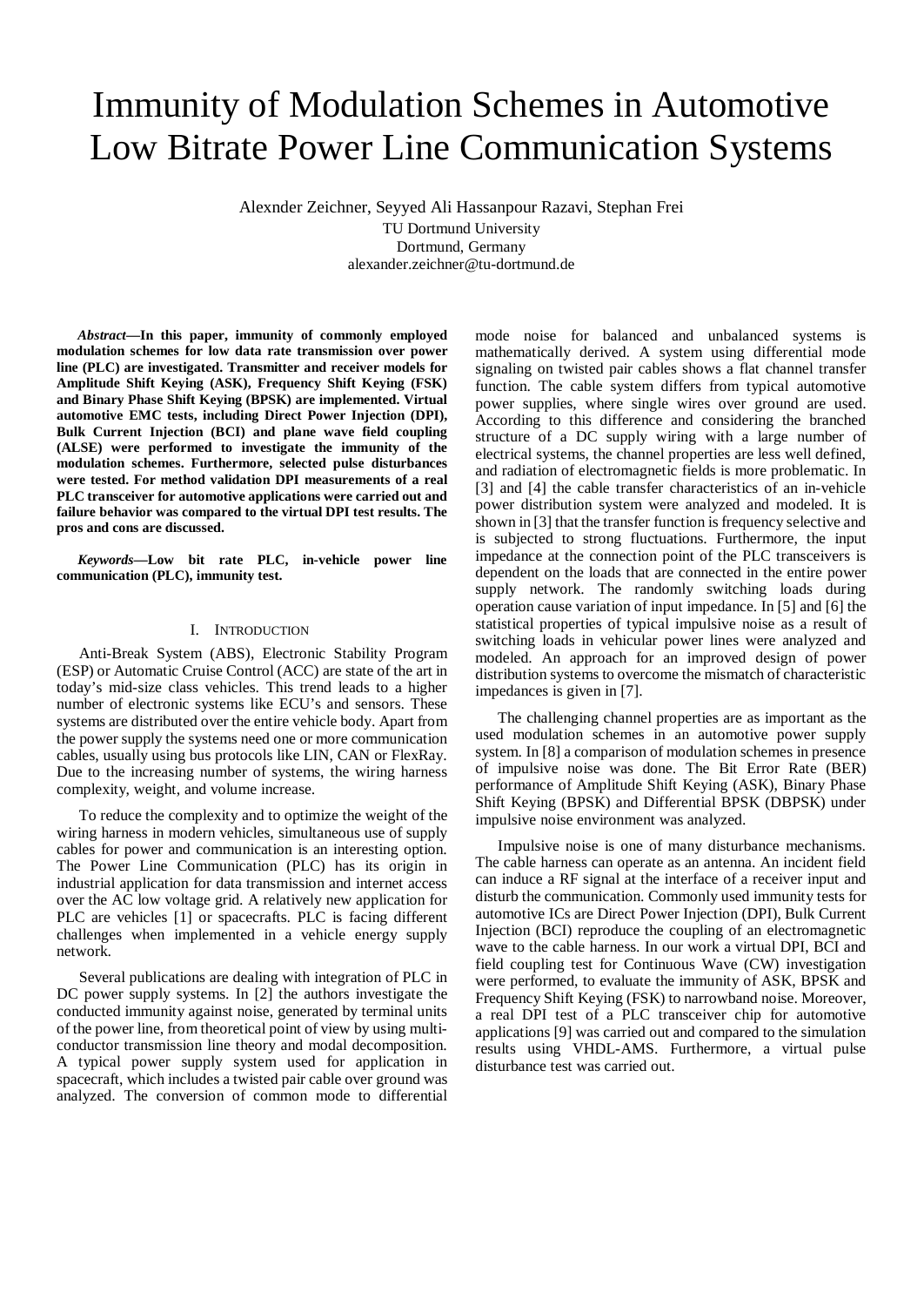# Immunity of Modulation Schemes in Automotive Low Bitrate Power Line Communication Systems

Alexnder Zeichner, Seyyed Ali Hassanpour Razavi, Stephan Frei

TU Dortmund University
Dortmund, Germany
alexander.zeichner@tu-dortmund.de

***Abstract*—In this paper, immunity of commonly employed modulation schemes for low data rate transmission over power line (PLC) are investigated. Transmitter and receiver models for Amplitude Shift Keying (ASK), Frequency Shift Keying (FSK) and Binary Phase Shift Keying (BPSK) are implemented. Virtual automotive EMC tests, including Direct Power Injection (DPI), Bulk Current Injection (BCI) and plane wave field coupling (ALSE) were performed to investigate the immunity of the modulation schemes. Furthermore, selected pulse disturbances were tested. For method validation DPI measurements of a real PLC transceiver for automotive applications were carried out and failure behavior was compared to the virtual DPI test results. The pros and cons are discussed.**

***Keywords*—Low bit rate PLC, in-vehicle power line communication (PLC), immunity test.**

## I. Introduction

Anti-Break System (ABS), Electronic Stability Program (ESP) or Automatic Cruise Control (ACC) are state of the art in today's mid-size class vehicles. This trend leads to a higher number of electronic systems like ECU's and sensors. These systems are distributed over the entire vehicle body. Apart from the power supply the systems need one or more communication cables, usually using bus protocols like LIN, CAN or FlexRay. Due to the increasing number of systems, the wiring harness complexity, weight, and volume increase.

To reduce the complexity and to optimize the weight of the wiring harness in modern vehicles, simultaneous use of supply cables for power and communication is an interesting option. The Power Line Communication (PLC) has its origin in industrial application for data transmission and internet access over the AC low voltage grid. A relatively new application for PLC are vehicles [1] or spacecrafts. PLC is facing different challenges when implemented in a vehicle energy supply network.

Several publications are dealing with integration of PLC in DC power supply systems. In [2] the authors investigate the conducted immunity against noise, generated by terminal units of the power line, from theoretical point of view by using multi-conductor transmission line theory and modal decomposition. A typical power supply system used for application in spacecraft, which includes a twisted pair cable over ground was analyzed. The conversion of common mode to differential mode noise for balanced and unbalanced systems is mathematically derived. A system using differential mode signaling on twisted pair cables shows a flat channel transfer function. The cable system differs from typical automotive power supplies, where single wires over ground are used. According to this difference and considering the branched structure of a DC supply wiring with a large number of electrical systems, the channel properties are less well defined, and radiation of electromagnetic fields is more problematic. In [3] and [4] the cable transfer characteristics of an in-vehicle power distribution system were analyzed and modeled. It is shown in [3] that the transfer function is frequency selective and is subjected to strong fluctuations. Furthermore, the input impedance at the connection point of the PLC transceivers is dependent on the loads that are connected in the entire power supply network. The randomly switching loads during operation cause variation of input impedance. In [5] and [6] the statistical properties of typical impulsive noise as a result of switching loads in vehicular power lines were analyzed and modeled. An approach for an improved design of power distribution systems to overcome the mismatch of characteristic impedances is given in [7].

The challenging channel properties are as important as the used modulation schemes in an automotive power supply system. In [8] a comparison of modulation schemes in presence of impulsive noise was done. The Bit Error Rate (BER) performance of Amplitude Shift Keying (ASK), Binary Phase Shift Keying (BPSK) and Differential BPSK (DBPSK) under impulsive noise environment was analyzed.

Impulsive noise is one of many disturbance mechanisms. The cable harness can operate as an antenna. An incident field can induce a RF signal at the interface of a receiver input and disturb the communication. Commonly used immunity tests for automotive ICs are Direct Power Injection (DPI), Bulk Current Injection (BCI) reproduce the coupling of an electromagnetic wave to the cable harness. In our work a virtual DPI, BCI and field coupling test for Continuous Wave (CW) investigation were performed, to evaluate the immunity of ASK, BPSK and Frequency Shift Keying (FSK) to narrowband noise. Moreover, a real DPI test of a PLC transceiver chip for automotive applications [9] was carried out and compared to the simulation results using VHDL-AMS. Furthermore, a virtual pulse disturbance test was carried out.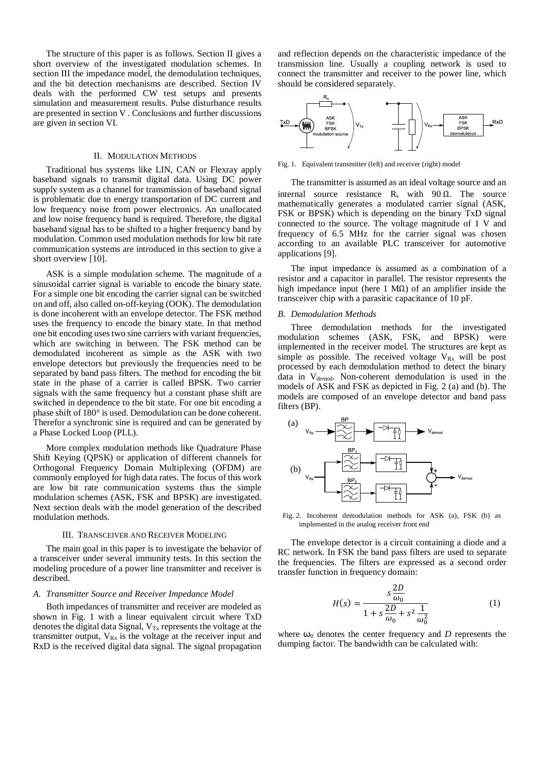The structure of this paper is as follows. Section II gives a short overview of the investigated modulation schemes. In section III the impedance model, the demodulation techniques, and the bit detection mechanisms are described. Section IV deals with the performed CW test setups and presents simulation and measurement results. Pulse disturbance results are presented in section V . Conclusions and further discussions are given in section VI.

## II. Modulation Methods

Traditional bus systems like LIN, CAN or Flexray apply baseband signals to transmit digital data. Using DC power supply system as a channel for transmission of baseband signal is problematic due to energy transportation of DC current and low frequency noise from power electronics. An unallocated and low noise frequency band is required. Therefore, the digital baseband signal has to be shifted to a higher frequency band by modulation. Common used modulation methods for low bit rate communication systems are introduced in this section to give a short overview [10].

ASK is a simple modulation scheme. The magnitude of a sinusoidal carrier signal is variable to encode the binary state. For a simple one bit encoding the carrier signal can be switched on and off, also called on-off-keying (OOK). The demodulation is done incoherent with an envelope detector. The FSK method uses the frequency to encode the binary state. In that method one bit encoding uses two sine carriers with variant frequencies, which are switching in between. The FSK method can be demodulated incoherent as simple as the ASK with two envelope detectors but previously the frequencies need to be separated by band pass filters. The method for encoding the bit state in the phase of a carrier is called BPSK. Two carrier signals with the same frequency but a constant phase shift are switched in dependence to the bit state. For one bit encoding a phase shift of 180° is used. Demodulation can be done coherent. Therefor a synchronic sine is required and can be generated by a Phase Locked Loop (PLL).

More complex modulation methods like Quadrature Phase Shift Keying (QPSK) or application of different channels for Orthogonal Frequency Domain Multiplexing (OFDM) are commonly employed for high data rates. The focus of this work are low bit rate communication systems thus the simple modulation schemes (ASK, FSK and BPSK) are investigated. Next section deals with the model generation of the described modulation methods.

## III. Transceiver and Receiver Modeling

The main goal in this paper is to investigate the behavior of a transceiver under several immunity tests. In this section the modeling procedure of a power line transmitter and receiver is described.

### *A. Transmitter Source and Receiver Impedance Model*

Both impedances of transmitter and receiver are modeled as shown in Fig. 1 with a linear equivalent circuit where TxD denotes the digital data Signal, $V_{Tx}$ represents the voltage at the transmitter output, $V_{Rx}$ is the voltage at the receiver input and RxD is the received digital data signal. The signal propagation and reflection depends on the characteristic impedance of the transmission line. Usually a coupling network is used to connect the transmitter and receiver to the power line, which should be considered separately.

Fig. 1. Equivalent transmitter (left) and receiver (right) model

The transmitter is assumed as an ideal voltage source and an internal source resistance $R_s$ with 90 Ω. The source mathematically generates a modulated carrier signal (ASK, FSK or BPSK) which is depending on the binary TxD signal connected to the source. The voltage magnitude of 1 V and frequency of 6.5 MHz for the carrier signal was chosen according to an available PLC transceiver for automotive applications [9].

The input impedance is assumed as a combination of a resistor and a capacitor in parallel. The resistor represents the high impedance input (here 1 MΩ) of an amplifier inside the transceiver chip with a parasitic capacitance of 10 pF.

### *B. Demodulation Methods*

Three demodulation methods for the investigated modulation schemes (ASK, FSK, and BPSK) were implemented in the receiver model. The structures are kept as simple as possible. The received voltage $V_{Rx}$ will be post processed by each demodulation method to detect the binary data in $V_{demod}$. Non-coherent demodulation is used in the models of ASK and FSK as depicted in Fig. 2 (a) and (b). The models are composed of an envelope detector and band pass filters (BP).

Fig. 2. Incoherent demodulation methods for ASK (a), FSK (b) as implemented in the analog receiver front end

The envelope detector is a circuit containing a diode and a RC network. In FSK the band pass filters are used to separate the frequencies. The filters are expressed as a second order transfer function in frequency domain:

$$H(s) = \frac{s\dfrac{2D}{\omega_0}}{1 + s\dfrac{2D}{\omega_0} + s^2\dfrac{1}{\omega_0^2}} \tag{1}$$

where $\omega_0$ denotes the center frequency and $D$ represents the dumping factor. The bandwidth can be calculated with: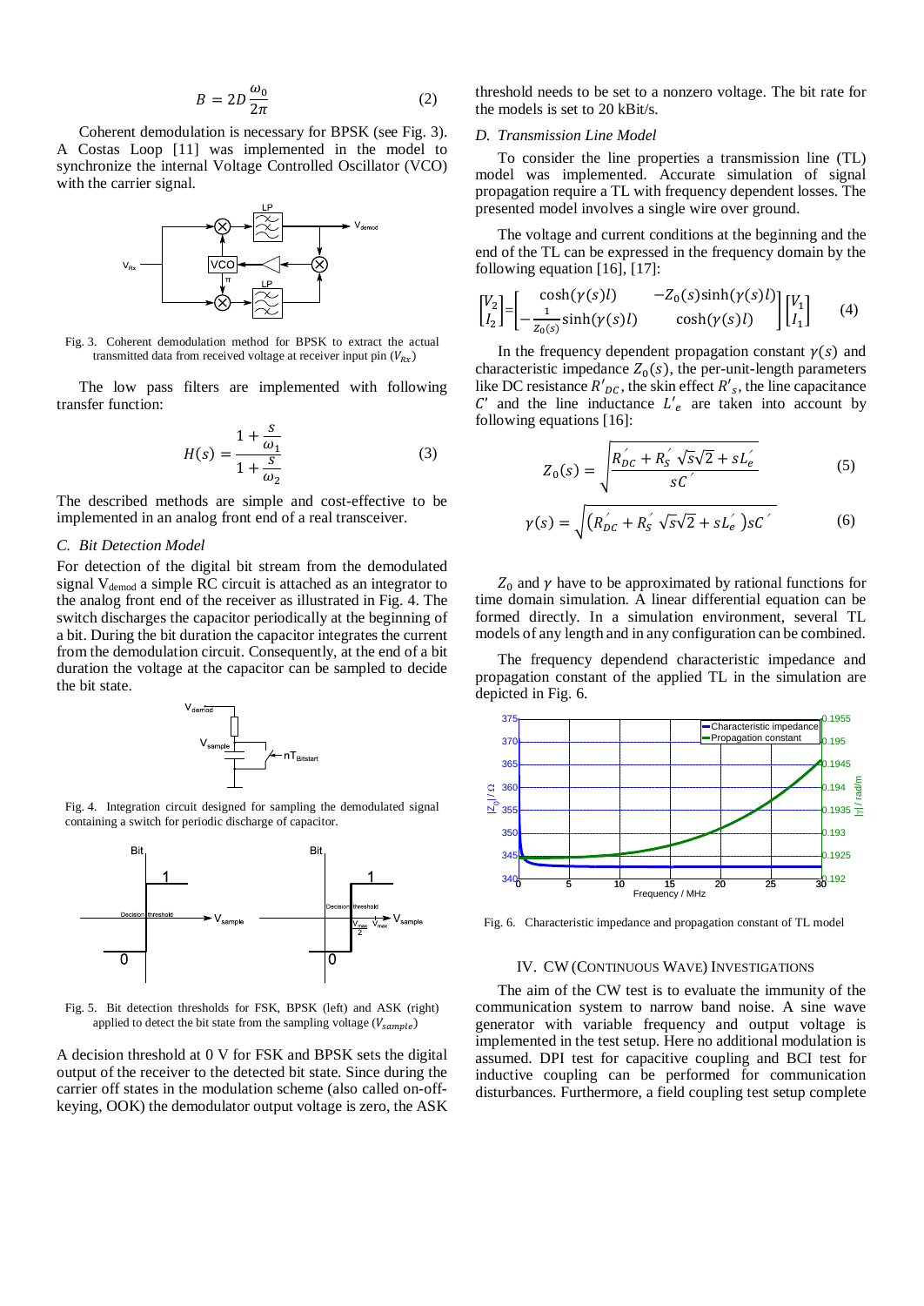$$B = 2D\frac{\omega_0}{2\pi} \tag{2}$$

Coherent demodulation is necessary for BPSK (see Fig. 3). A Costas Loop [11] was implemented in the model to synchronize the internal Voltage Controlled Oscillator (VCO) with the carrier signal.

Fig. 3. Coherent demodulation method for BPSK to extract the actual transmitted data from received voltage at receiver input pin ($V_{Rx}$)

The low pass filters are implemented with following transfer function:

$$H(s) = \frac{1 + \frac{s}{\omega_1}}{1 + \frac{s}{\omega_2}} \tag{3}$$

The described methods are simple and cost-effective to be implemented in an analog front end of a real transceiver.

### C. Bit Detection Model

For detection of the digital bit stream from the demodulated signal $V_{demod}$ a simple RC circuit is attached as an integrator to the analog front end of the receiver as illustrated in Fig. 4. The switch discharges the capacitor periodically at the beginning of a bit. During the bit duration the capacitor integrates the current from the demodulation circuit. Consequently, at the end of a bit duration the voltage at the capacitor can be sampled to decide the bit state.

Fig. 4. Integration circuit designed for sampling the demodulated signal containing a switch for periodic discharge of capacitor.

Fig. 5. Bit detection thresholds for FSK, BPSK (left) and ASK (right) applied to detect the bit state from the sampling voltage ($V_{sample}$)

A decision threshold at 0 V for FSK and BPSK sets the digital output of the receiver to the detected bit state. Since during the carrier off states in the modulation scheme (also called on-off-keying, OOK) the demodulator output voltage is zero, the ASK threshold needs to be set to a nonzero voltage. The bit rate for the models is set to 20 kBit/s.

### D. Transmission Line Model

To consider the line properties a transmission line (TL) model was implemented. Accurate simulation of signal propagation require a TL with frequency dependent losses. The presented model involves a single wire over ground.

The voltage and current conditions at the beginning and the end of the TL can be expressed in the frequency domain by the following equation [16], [17]:

$$\begin{bmatrix} V_2 \\ I_2 \end{bmatrix} = \begin{bmatrix} \cosh(\gamma(s)l) & -Z_0(s)\sinh(\gamma(s)l) \\ -\frac{1}{Z_0(s)}\sinh(\gamma(s)l) & \cosh(\gamma(s)l) \end{bmatrix} \begin{bmatrix} V_1 \\ I_1 \end{bmatrix} \tag{4}$$

In the frequency dependent propagation constant $\gamma(s)$ and characteristic impedance $Z_0(s)$, the per-unit-length parameters like DC resistance $R'_{DC}$, the skin effect $R'_s$, the line capacitance $C'$ and the line inductance $L'_e$ are taken into account by following equations [16]:

$$Z_0(s) = \sqrt{\frac{R'_{DC} + R'_S\sqrt{s}\sqrt{2} + sL'_e}{sC'}} \tag{5}$$

$$\gamma(s) = \sqrt{\left(R'_{DC} + R'_S\sqrt{s}\sqrt{2} + sL'_e\right)sC'} \tag{6}$$

$Z_0$ and $\gamma$ have to be approximated by rational functions for time domain simulation. A linear differential equation can be formed directly. In a simulation environment, several TL models of any length and in any configuration can be combined.

The frequency dependend characteristic impedance and propagation constant of the applied TL in the simulation are depicted in Fig. 6.

Fig. 6. Characteristic impedance and propagation constant of TL model

## IV. CW (Continuous Wave) Investigations

The aim of the CW test is to evaluate the immunity of the communication system to narrow band noise. A sine wave generator with variable frequency and output voltage is implemented in the test setup. Here no additional modulation is assumed. DPI test for capacitive coupling and BCI test for inductive coupling can be performed for communication disturbances. Furthermore, a field coupling test setup complete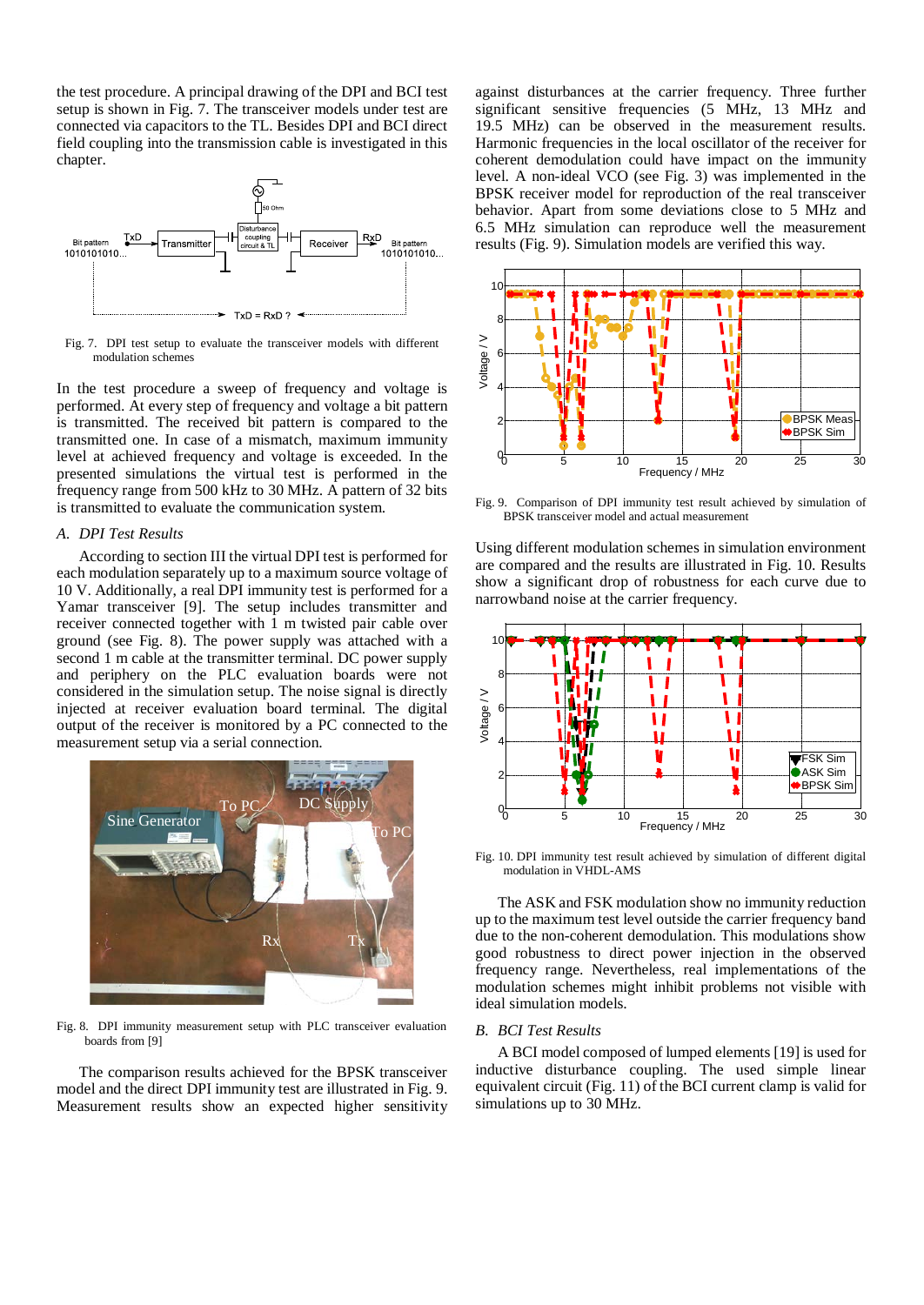the test procedure. A principal drawing of the DPI and BCI test setup is shown in Fig. 7. The transceiver models under test are connected via capacitors to the TL. Besides DPI and BCI direct field coupling into the transmission cable is investigated in this chapter.

Fig. 7. DPI test setup to evaluate the transceiver models with different modulation schemes

In the test procedure a sweep of frequency and voltage is performed. At every step of frequency and voltage a bit pattern is transmitted. The received bit pattern is compared to the transmitted one. In case of a mismatch, maximum immunity level at achieved frequency and voltage is exceeded. In the presented simulations the virtual test is performed in the frequency range from 500 kHz to 30 MHz. A pattern of 32 bits is transmitted to evaluate the communication system.

### *A. DPI Test Results*

According to section III the virtual DPI test is performed for each modulation separately up to a maximum source voltage of 10 V. Additionally, a real DPI immunity test is performed for a Yamar transceiver [9]. The setup includes transmitter and receiver connected together with 1 m twisted pair cable over ground (see Fig. 8). The power supply was attached with a second 1 m cable at the transmitter terminal. DC power supply and periphery on the PLC evaluation boards were not considered in the simulation setup. The noise signal is directly injected at receiver evaluation board terminal. The digital output of the receiver is monitored by a PC connected to the measurement setup via a serial connection.

Fig. 8. DPI immunity measurement setup with PLC transceiver evaluation boards from [9]

The comparison results achieved for the BPSK transceiver model and the direct DPI immunity test are illustrated in Fig. 9. Measurement results show an expected higher sensitivity against disturbances at the carrier frequency. Three further significant sensitive frequencies (5 MHz, 13 MHz and 19.5 MHz) can be observed in the measurement results. Harmonic frequencies in the local oscillator of the receiver for coherent demodulation could have impact on the immunity level. A non-ideal VCO (see Fig. 3) was implemented in the BPSK receiver model for reproduction of the real transceiver behavior. Apart from some deviations close to 5 MHz and 6.5 MHz simulation can reproduce well the measurement results (Fig. 9). Simulation models are verified this way.

Fig. 9. Comparison of DPI immunity test result achieved by simulation of BPSK transceiver model and actual measurement

Using different modulation schemes in simulation environment are compared and the results are illustrated in Fig. 10. Results show a significant drop of robustness for each curve due to narrowband noise at the carrier frequency.

Fig. 10. DPI immunity test result achieved by simulation of different digital modulation in VHDL-AMS

The ASK and FSK modulation show no immunity reduction up to the maximum test level outside the carrier frequency band due to the non-coherent demodulation. This modulations show good robustness to direct power injection in the observed frequency range. Nevertheless, real implementations of the modulation schemes might inhibit problems not visible with ideal simulation models.

### *B. BCI Test Results*

A BCI model composed of lumped elements [19] is used for inductive disturbance coupling. The used simple linear equivalent circuit (Fig. 11) of the BCI current clamp is valid for simulations up to 30 MHz.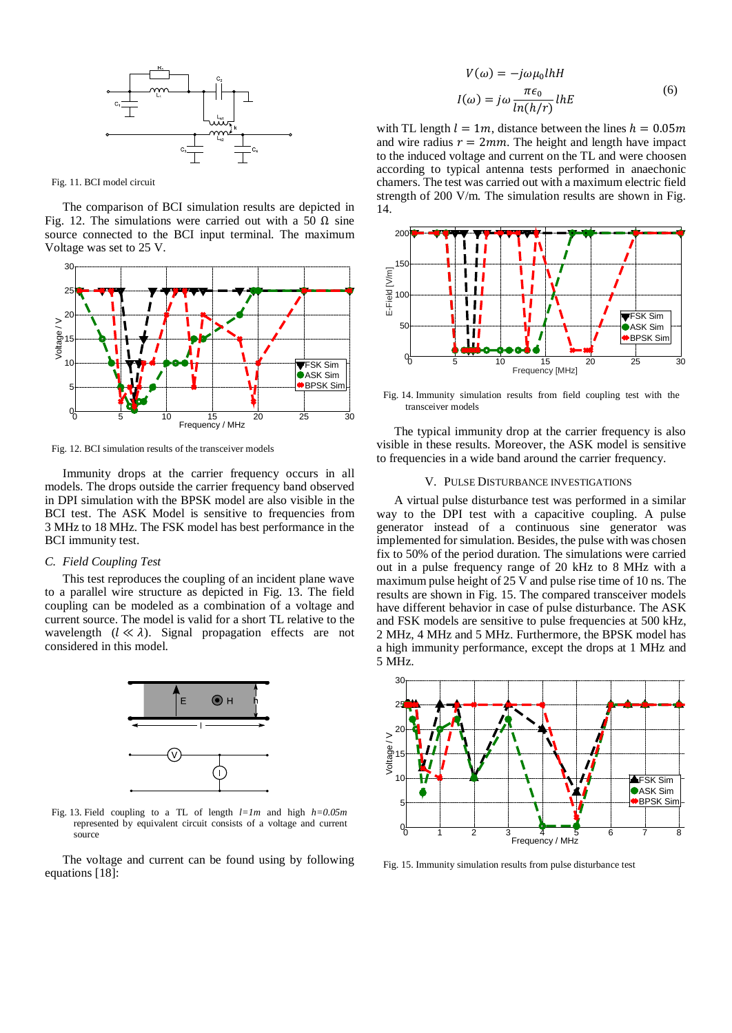Fig. 11. BCI model circuit

The comparison of BCI simulation results are depicted in Fig. 12. The simulations were carried out with a 50 Ω sine source connected to the BCI input terminal. The maximum Voltage was set to 25 V.

Fig. 12. BCI simulation results of the transceiver models

Immunity drops at the carrier frequency occurs in all models. The drops outside the carrier frequency band observed in DPI simulation with the BPSK model are also visible in the BCI test. The ASK Model is sensitive to frequencies from 3 MHz to 18 MHz. The FSK model has best performance in the BCI immunity test.

### C. Field Coupling Test

This test reproduces the coupling of an incident plane wave to a parallel wire structure as depicted in Fig. 13. The field coupling can be modeled as a combination of a voltage and current source. The model is valid for a short TL relative to the wavelength ($l \ll \lambda$). Signal propagation effects are not considered in this model.

Fig. 13. Field coupling to a TL of length *l=1m* and high *h=0.05m* represented by equivalent circuit consists of a voltage and current source

The voltage and current can be found using by following equations [18]:

$$V(\omega) = -j\omega\mu_0 lhH$$
$$I(\omega) = j\omega\frac{\pi\epsilon_0}{ln(h/r)}lhE \quad (6)$$

with TL length $l = 1m$, distance between the lines $h = 0.05m$ and wire radius $r = 2mm$. The height and length have impact to the induced voltage and current on the TL and were choosen according to typical antenna tests performed in anaechonic chamers. The test was carried out with a maximum electric field strength of 200 V/m. The simulation results are shown in Fig. 14.

Fig. 14. Immunity simulation results from field coupling test with the transceiver models

The typical immunity drop at the carrier frequency is also visible in these results. Moreover, the ASK model is sensitive to frequencies in a wide band around the carrier frequency.

## V. Pulse Disturbance Investigations

A virtual pulse disturbance test was performed in a similar way to the DPI test with a capacitive coupling. A pulse generator instead of a continuous sine generator was implemented for simulation. Besides, the pulse with was chosen fix to 50% of the period duration. The simulations were carried out in a pulse frequency range of 20 kHz to 8 MHz with a maximum pulse height of 25 V and pulse rise time of 10 ns. The results are shown in Fig. 15. The compared transceiver models have different behavior in case of pulse disturbance. The ASK and FSK models are sensitive to pulse frequencies at 500 kHz, 2 MHz, 4 MHz and 5 MHz. Furthermore, the BPSK model has a high immunity performance, except the drops at 1 MHz and 5 MHz.

Fig. 15. Immunity simulation results from pulse disturbance test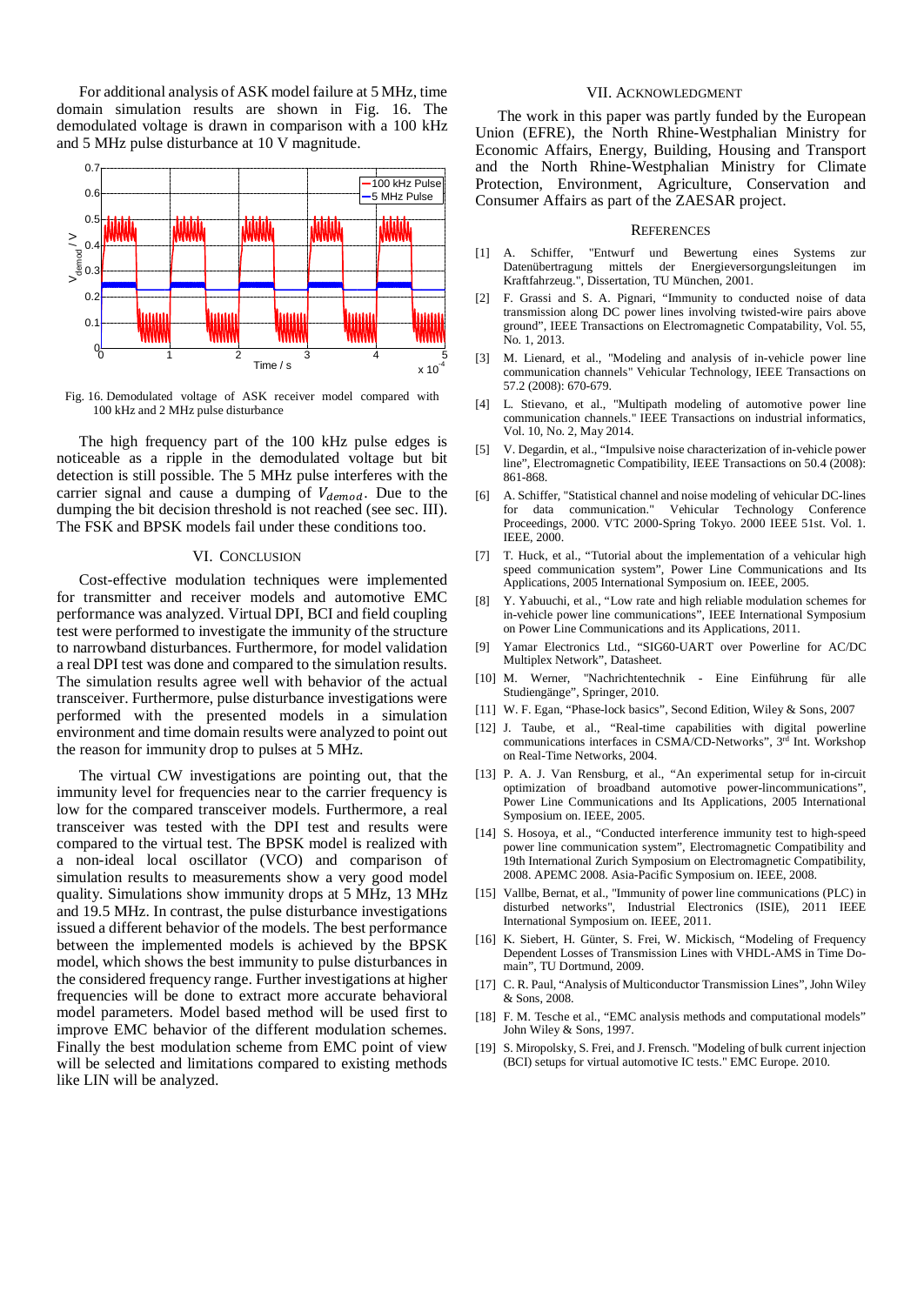For additional analysis of ASK model failure at 5 MHz, time domain simulation results are shown in Fig. 16. The demodulated voltage is drawn in comparison with a 100 kHz and 5 MHz pulse disturbance at 10 V magnitude.

0.7
0.6
0.5
0.4
0.3
0.2
0.1
0
$V_{demod}$ / V
0
1
2
3
4
5
Time / s
x $10^{-4}$
100 kHz Pulse
5 MHz Pulse

Fig. 16. Demodulated voltage of ASK receiver model compared with 100 kHz and 2 MHz pulse disturbance

The high frequency part of the 100 kHz pulse edges is noticeable as a ripple in the demodulated voltage but bit detection is still possible. The 5 MHz pulse interferes with the carrier signal and cause a dumping of $V_{demod}$. Due to the dumping the bit decision threshold is not reached (see sec. III). The FSK and BPSK models fail under these conditions too.

## VI. Conclusion

Cost-effective modulation techniques were implemented for transmitter and receiver models and automotive EMC performance was analyzed. Virtual DPI, BCI and field coupling test were performed to investigate the immunity of the structure to narrowband disturbances. Furthermore, for model validation a real DPI test was done and compared to the simulation results. The simulation results agree well with behavior of the actual transceiver. Furthermore, pulse disturbance investigations were performed with the presented models in a simulation environment and time domain results were analyzed to point out the reason for immunity drop to pulses at 5 MHz.

The virtual CW investigations are pointing out, that the immunity level for frequencies near to the carrier frequency is low for the compared transceiver models. Furthermore, a real transceiver was tested with the DPI test and results were compared to the virtual test. The BPSK model is realized with a non-ideal local oscillator (VCO) and comparison of simulation results to measurements show a very good model quality. Simulations show immunity drops at 5 MHz, 13 MHz and 19.5 MHz. In contrast, the pulse disturbance investigations issued a different behavior of the models. The best performance between the implemented models is achieved by the BPSK model, which shows the best immunity to pulse disturbances in the considered frequency range. Further investigations at higher frequencies will be done to extract more accurate behavioral model parameters. Model based method will be used first to improve EMC behavior of the different modulation schemes. Finally the best modulation scheme from EMC point of view will be selected and limitations compared to existing methods like LIN will be analyzed.

## VII. Acknowledgment

The work in this paper was partly funded by the European Union (EFRE), the North Rhine-Westphalian Ministry for Economic Affairs, Energy, Building, Housing and Transport and the North Rhine-Westphalian Ministry for Climate Protection, Environment, Agriculture, Conservation and Consumer Affairs as part of the ZAESAR project.

## References

[1] A. Schiffer, "Entwurf und Bewertung eines Systems zur Datenübertragung mittels der Energieversorgungsleitungen im Kraftfahrzeug.", Dissertation, TU München, 2001.

[2] F. Grassi and S. A. Pignari, "Immunity to conducted noise of data transmission along DC power lines involving twisted-wire pairs above ground", IEEE Transactions on Electromagnetic Compatability, Vol. 55, No. 1, 2013.

[3] M. Lienard, et al., "Modeling and analysis of in-vehicle power line communication channels" Vehicular Technology, IEEE Transactions on 57.2 (2008): 670-679.

[4] L. Stievano, et al., "Multipath modeling of automotive power line communication channels." IEEE Transactions on industrial informatics, Vol. 10, No. 2, May 2014.

[5] V. Degardin, et al., "Impulsive noise characterization of in-vehicle power line", Electromagnetic Compatibility, IEEE Transactions on 50.4 (2008): 861-868.

[6] A. Schiffer, "Statistical channel and noise modeling of vehicular DC-lines for data communication." Vehicular Technology Conference Proceedings, 2000. VTC 2000-Spring Tokyo. 2000 IEEE 51st. Vol. 1. IEEE, 2000.

[7] T. Huck, et al., "Tutorial about the implementation of a vehicular high speed communication system", Power Line Communications and Its Applications, 2005 International Symposium on. IEEE, 2005.

[8] Y. Yabuuchi, et al., "Low rate and high reliable modulation schemes for in-vehicle power line communications", IEEE International Symposium on Power Line Communications and its Applications, 2011.

[9] Yamar Electronics Ltd., "SIG60-UART over Powerline for AC/DC Multiplex Network", Datasheet.

[10] M. Werner, "Nachrichtentechnik - Eine Einführung für alle Studiengänge", Springer, 2010.

[11] W. F. Egan, "Phase-lock basics", Second Edition, Wiley & Sons, 2007

[12] J. Taube, et al., "Real-time capabilities with digital powerline communications interfaces in CSMA/CD-Networks", 3rd Int. Workshop on Real-Time Networks, 2004.

[13] P. A. J. Van Rensburg, et al., "An experimental setup for in-circuit optimization of broadband automotive power-lincommunications", Power Line Communications and Its Applications, 2005 International Symposium on. IEEE, 2005.

[14] S. Hosoya, et al., "Conducted interference immunity test to high-speed power line communication system", Electromagnetic Compatibility and 19th International Zurich Symposium on Electromagnetic Compatibility, 2008. APEMC 2008. Asia-Pacific Symposium on. IEEE, 2008.

[15] Vallbe, Bernat, et al., "Immunity of power line communications (PLC) in disturbed networks", Industrial Electronics (ISIE), 2011 IEEE International Symposium on. IEEE, 2011.

[16] K. Siebert, H. Günter, S. Frei, W. Mickisch, "Modeling of Frequency Dependent Losses of Transmission Lines with VHDL-AMS in Time Domain", TU Dortmund, 2009.

[17] C. R. Paul, "Analysis of Multiconductor Transmission Lines", John Wiley & Sons, 2008.

[18] F. M. Tesche et al., "EMC analysis methods and computational models" John Wiley & Sons, 1997.

[19] S. Miropolsky, S. Frei, and J. Frensch. "Modeling of bulk current injection (BCI) setups for virtual automotive IC tests." EMC Europe. 2010.